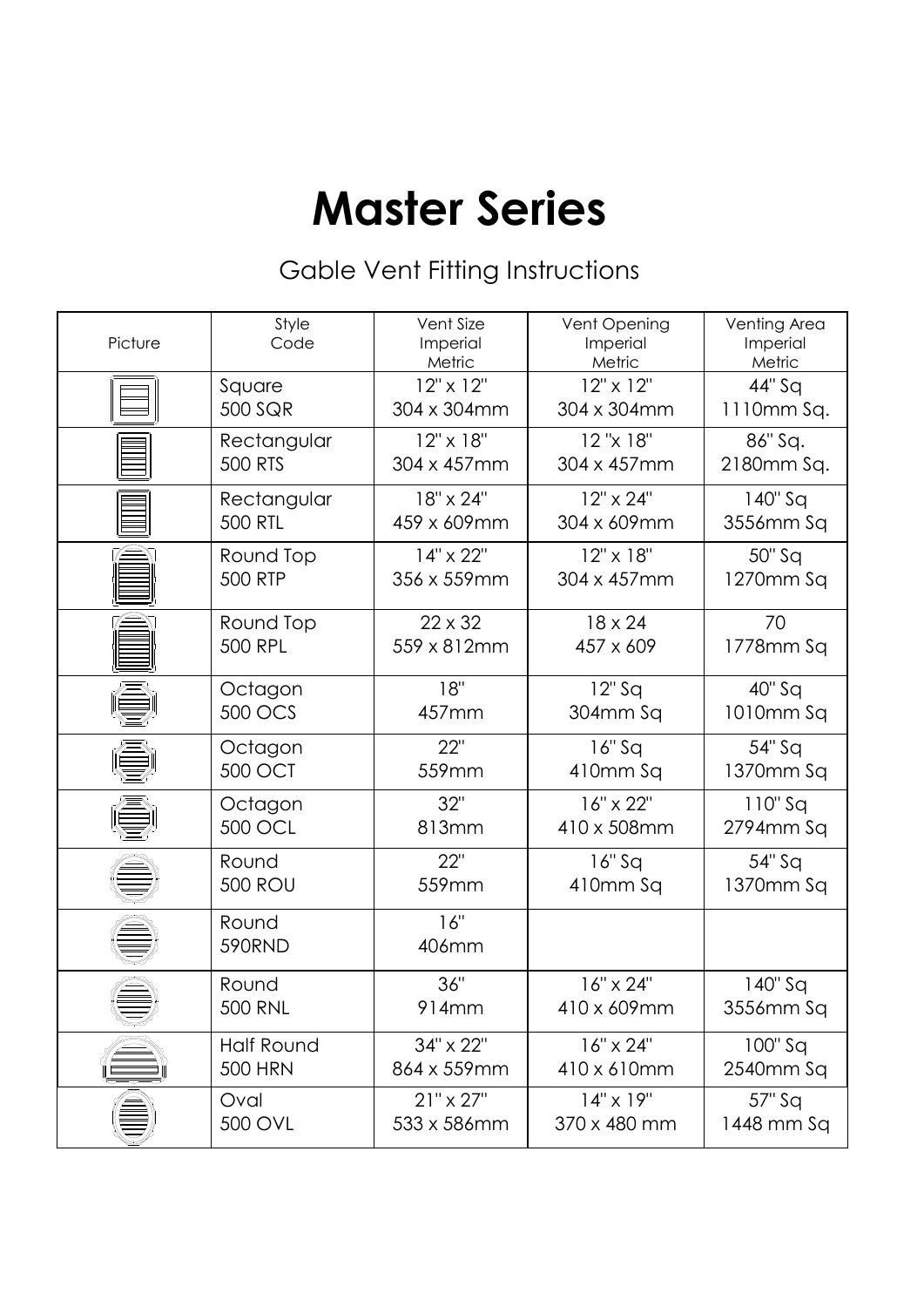# Master Series

## Gable Vent Fitting Instructions

| Picture | Style<br>Code | Vent Size<br>Imperial<br>Metric | Vent Opening<br>Imperial<br>Metric | Venting Area<br>Imperial<br>Metric |
|---|---|---|---|---|
| | Square<br>500 SQR | 12" x 12"<br>304 x 304mm | 12" x 12"<br>304 x 304mm | 44" Sq<br>1110mm Sq. |
| | Rectangular<br>500 RTS | 12" x 18"<br>304 x 457mm | 12 "x 18"<br>304 x 457mm | 86" Sq.<br>2180mm Sq. |
| | Rectangular<br>500 RTL | 18" x 24"<br>459 x 609mm | 12" x 24"<br>304 x 609mm | 140" Sq<br>3556mm Sq |
| | Round Top<br>500 RTP | 14" x 22"<br>356 x 559mm | 12" x 18"<br>304 x 457mm | 50" Sq<br>1270mm Sq |
| | Round Top<br>500 RPL | 22 x 32<br>559 x 812mm | 18 x 24<br>457 x 609 | 70<br>1778mm Sq |
| | Octagon<br>500 OCS | 18"<br>457mm | 12" Sq<br>304mm Sq | 40" Sq<br>1010mm Sq |
| | Octagon<br>500 OCT | 22"<br>559mm | 16" Sq<br>410mm Sq | 54" Sq<br>1370mm Sq |
| | Octagon<br>500 OCL | 32"<br>813mm | 16" x 22"<br>410 x 508mm | 110" Sq<br>2794mm Sq |
| | Round<br>500 ROU | 22"<br>559mm | 16" Sq<br>410mm Sq | 54" Sq<br>1370mm Sq |
| | Round<br>590RND | 16"<br>406mm | | |
| | Round<br>500 RNL | 36"<br>914mm | 16" x 24"<br>410 x 609mm | 140" Sq<br>3556mm Sq |
| | Half Round<br>500 HRN | 34" x 22"<br>864 x 559mm | 16" x 24"<br>410 x 610mm | 100" Sq<br>2540mm Sq |
| | Oval<br>500 OVL | 21" x 27"<br>533 x 586mm | 14" x 19"<br>370 x 480 mm | 57" Sq<br>1448 mm Sq |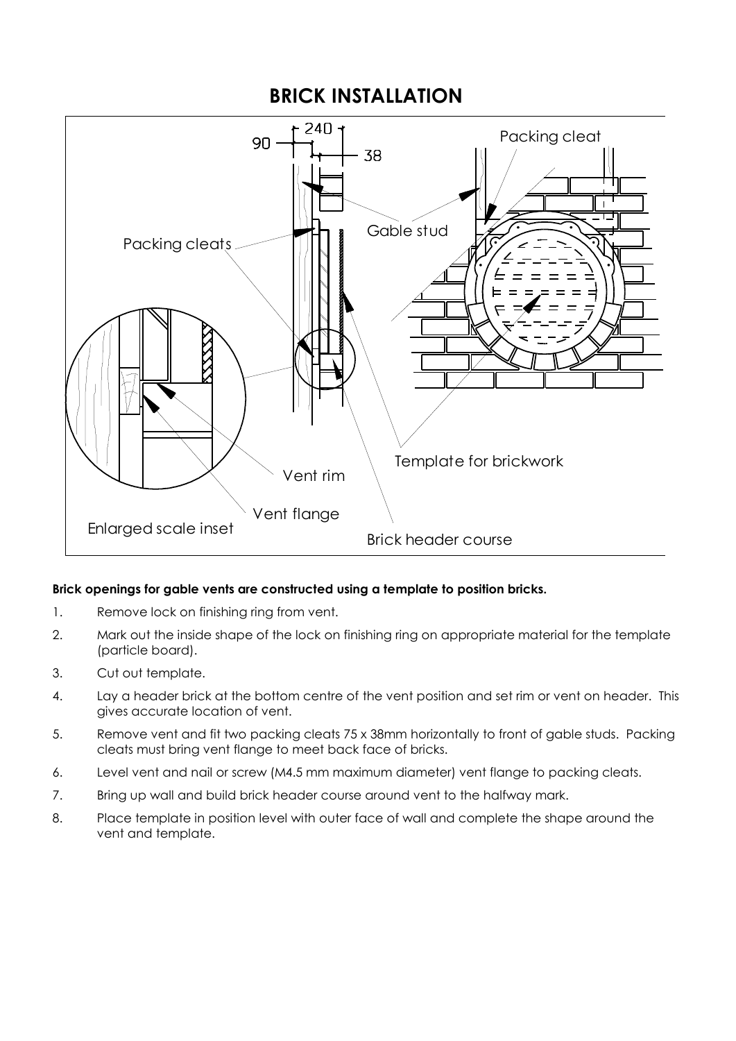# BRICK INSTALLATION

**Brick openings for gable vents are constructed using a template to position bricks.**

1. Remove lock on finishing ring from vent.
2. Mark out the inside shape of the lock on finishing ring on appropriate material for the template (particle board).
3. Cut out template.
4. Lay a header brick at the bottom centre of the vent position and set rim or vent on header. This gives accurate location of vent.
5. Remove vent and fit two packing cleats 75 x 38mm horizontally to front of gable studs. Packing cleats must bring vent flange to meet back face of bricks.
6. Level vent and nail or screw (M4.5 mm maximum diameter) vent flange to packing cleats.
7. Bring up wall and build brick header course around vent to the halfway mark.
8. Place template in position level with outer face of wall and complete the shape around the vent and template.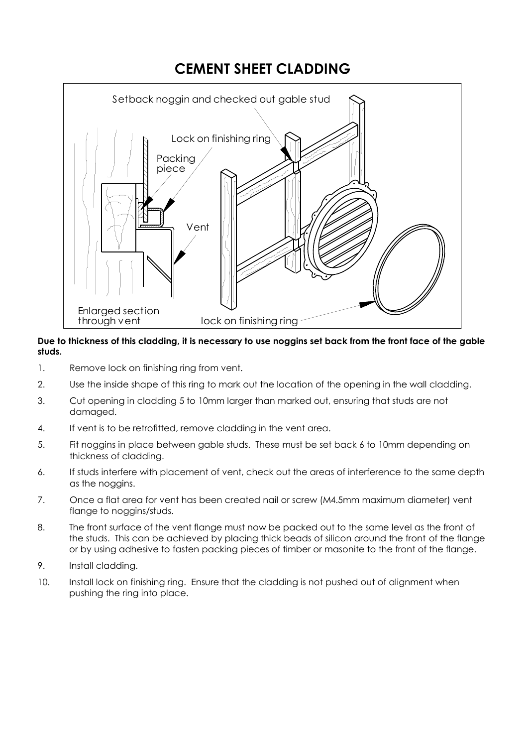# CEMENT SHEET CLADDING

**Due to thickness of this cladding, it is necessary to use noggins set back from the front face of the gable studs.**

1. Remove lock on finishing ring from vent.
2. Use the inside shape of this ring to mark out the location of the opening in the wall cladding.
3. Cut opening in cladding 5 to 10mm larger than marked out, ensuring that studs are not damaged.
4. If vent is to be retrofitted, remove cladding in the vent area.
5. Fit noggins in place between gable studs. These must be set back 6 to 10mm depending on thickness of cladding.
6. If studs interfere with placement of vent, check out the areas of interference to the same depth as the noggins.
7. Once a flat area for vent has been created nail or screw (M4.5mm maximum diameter) vent flange to noggins/studs.
8. The front surface of the vent flange must now be packed out to the same level as the front of the studs. This can be achieved by placing thick beads of silicon around the front of the flange or by using adhesive to fasten packing pieces of timber or masonite to the front of the flange.
9. Install cladding.
10. Install lock on finishing ring. Ensure that the cladding is not pushed out of alignment when pushing the ring into place.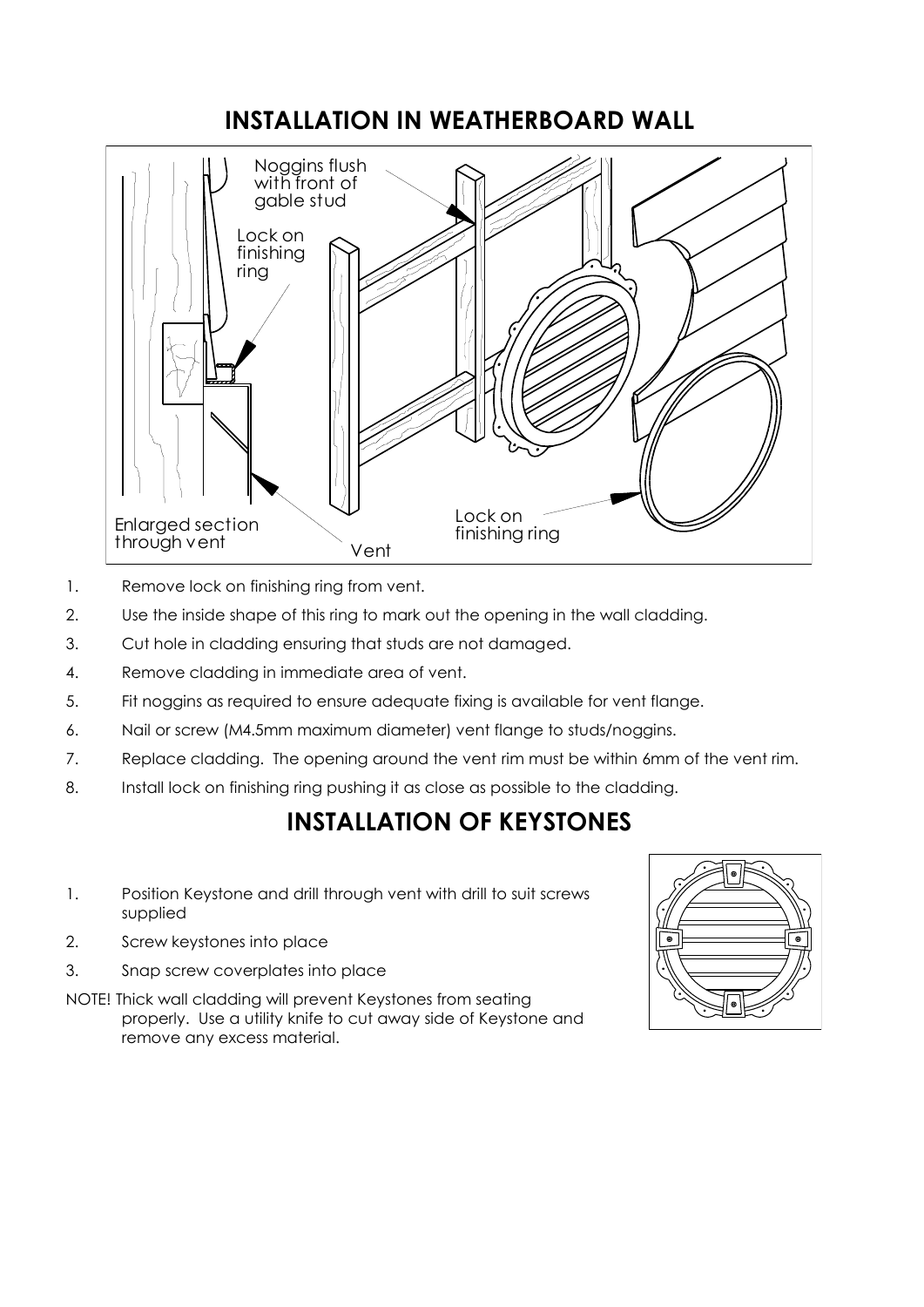## INSTALLATION IN WEATHERBOARD WALL

Noggins flush with front of gable stud

Lock on finishing ring

Enlarged section through vent

Vent

Lock on finishing ring

1. Remove lock on finishing ring from vent.
2. Use the inside shape of this ring to mark out the opening in the wall cladding.
3. Cut hole in cladding ensuring that studs are not damaged.
4. Remove cladding in immediate area of vent.
5. Fit noggins as required to ensure adequate fixing is available for vent flange.
6. Nail or screw (M4.5mm maximum diameter) vent flange to studs/noggins.
7. Replace cladding. The opening around the vent rim must be within 6mm of the vent rim.
8. Install lock on finishing ring pushing it as close as possible to the cladding.

## INSTALLATION OF KEYSTONES

1. Position Keystone and drill through vent with drill to suit screws supplied
2. Screw keystones into place
3. Snap screw coverplates into place

NOTE! Thick wall cladding will prevent Keystones from seating properly. Use a utility knife to cut away side of Keystone and remove any excess material.